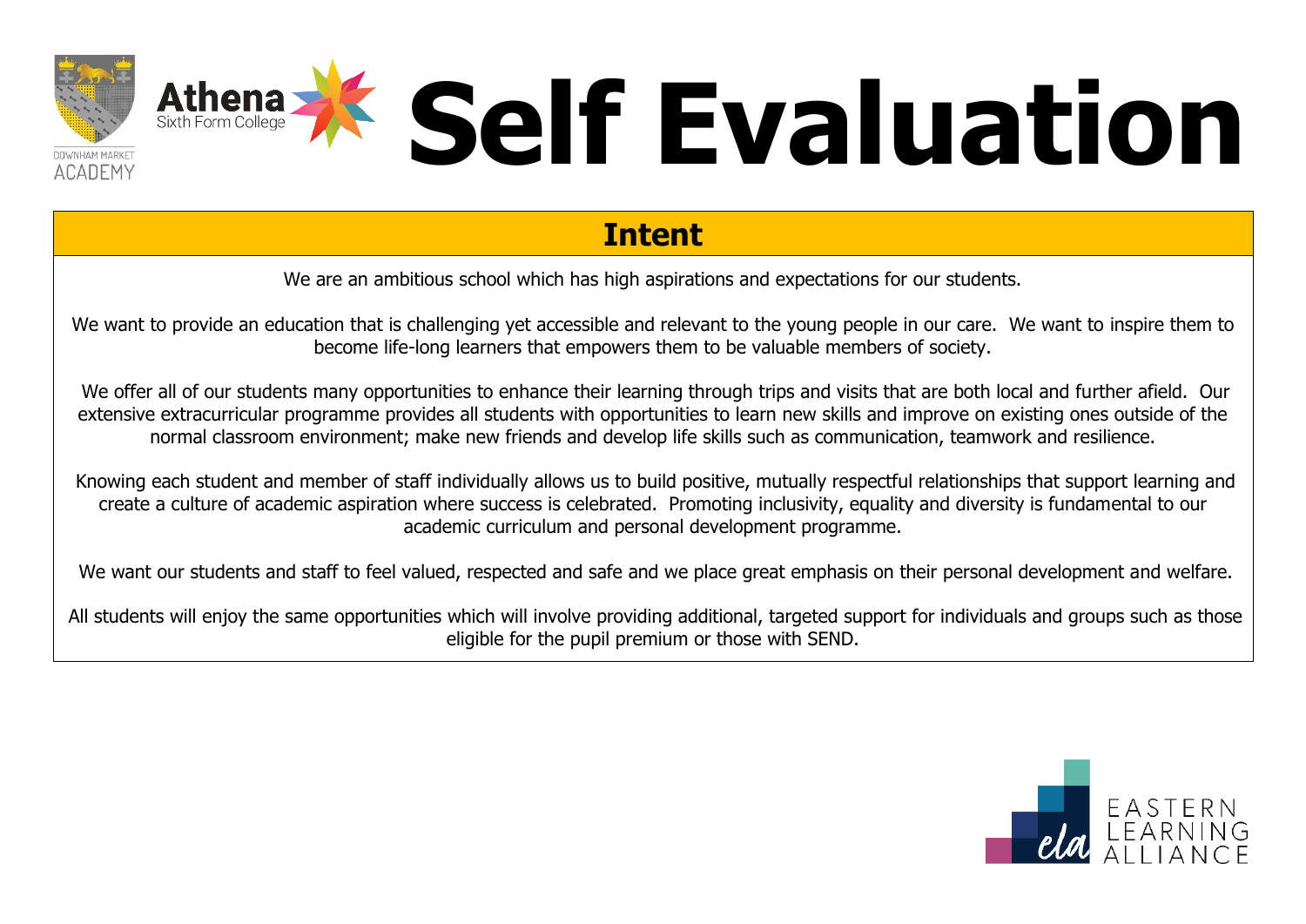# Self Evaluation

## Intent

We are an ambitious school which has high aspirations and expectations for our students.

We want to provide an education that is challenging yet accessible and relevant to the young people in our care. We want to inspire them to become life-long learners that empowers them to be valuable members of society.

We offer all of our students many opportunities to enhance their learning through trips and visits that are both local and further afield. Our extensive extracurricular programme provides all students with opportunities to learn new skills and improve on existing ones outside of the normal classroom environment; make new friends and develop life skills such as communication, teamwork and resilience.

Knowing each student and member of staff individually allows us to build positive, mutually respectful relationships that support learning and create a culture of academic aspiration where success is celebrated. Promoting inclusivity, equality and diversity is fundamental to our academic curriculum and personal development programme.

We want our students and staff to feel valued, respected and safe and we place great emphasis on their personal development and welfare.

All students will enjoy the same opportunities which will involve providing additional, targeted support for individuals and groups such as those eligible for the pupil premium or those with SEND.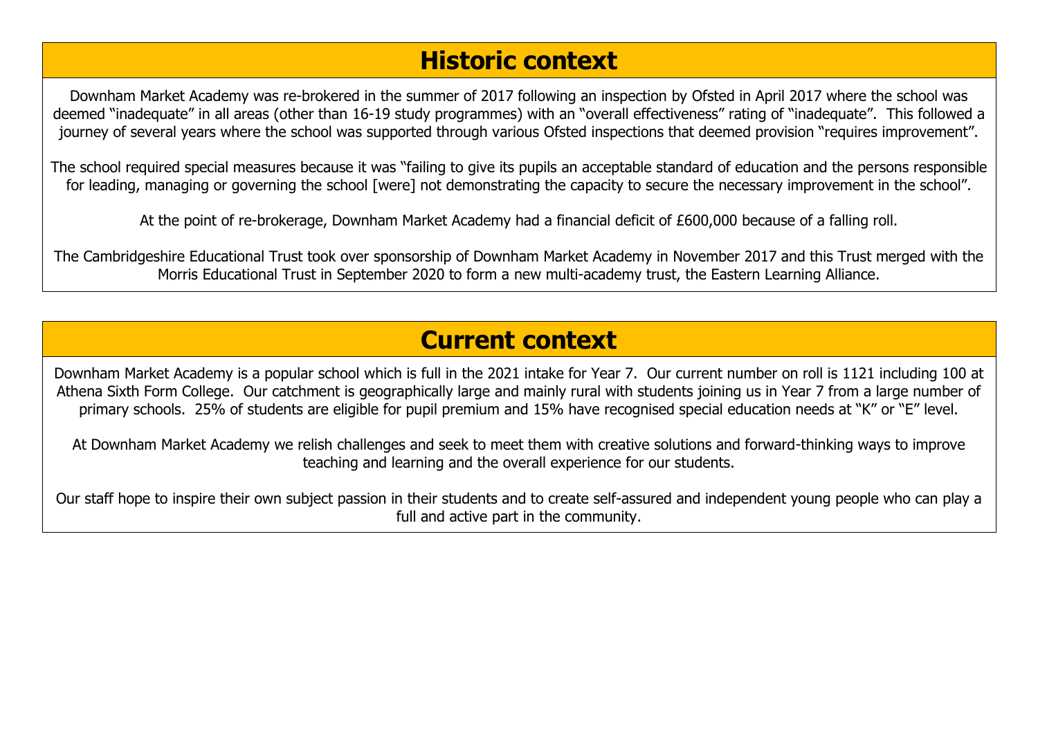## Historic context

Downham Market Academy was re-brokered in the summer of 2017 following an inspection by Ofsted in April 2017 where the school was deemed "inadequate" in all areas (other than 16-19 study programmes) with an "overall effectiveness" rating of "inadequate". This followed a journey of several years where the school was supported through various Ofsted inspections that deemed provision "requires improvement".

The school required special measures because it was "failing to give its pupils an acceptable standard of education and the persons responsible for leading, managing or governing the school [were] not demonstrating the capacity to secure the necessary improvement in the school".

At the point of re-brokerage, Downham Market Academy had a financial deficit of £600,000 because of a falling roll.

The Cambridgeshire Educational Trust took over sponsorship of Downham Market Academy in November 2017 and this Trust merged with the Morris Educational Trust in September 2020 to form a new multi-academy trust, the Eastern Learning Alliance.

## Current context

Downham Market Academy is a popular school which is full in the 2021 intake for Year 7. Our current number on roll is 1121 including 100 at Athena Sixth Form College. Our catchment is geographically large and mainly rural with students joining us in Year 7 from a large number of primary schools. 25% of students are eligible for pupil premium and 15% have recognised special education needs at "K" or "E" level.

At Downham Market Academy we relish challenges and seek to meet them with creative solutions and forward-thinking ways to improve teaching and learning and the overall experience for our students.

Our staff hope to inspire their own subject passion in their students and to create self-assured and independent young people who can play a full and active part in the community.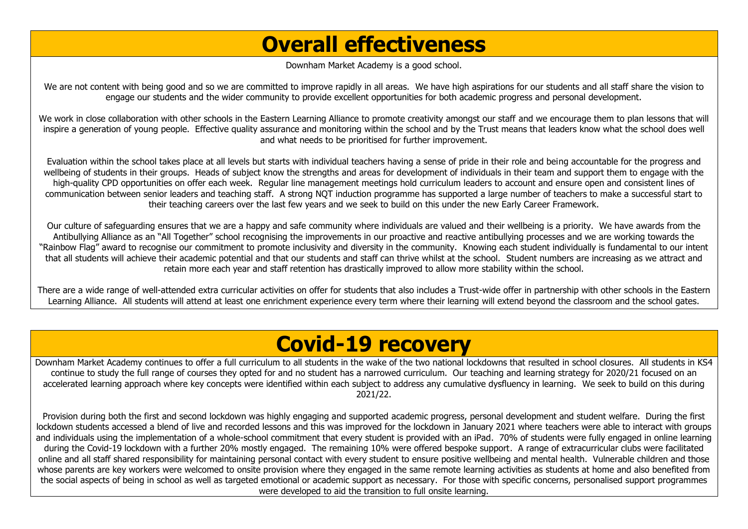# Overall effectiveness

Downham Market Academy is a good school.

We are not content with being good and so we are committed to improve rapidly in all areas. We have high aspirations for our students and all staff share the vision to engage our students and the wider community to provide excellent opportunities for both academic progress and personal development.

We work in close collaboration with other schools in the Eastern Learning Alliance to promote creativity amongst our staff and we encourage them to plan lessons that will inspire a generation of young people. Effective quality assurance and monitoring within the school and by the Trust means that leaders know what the school does well and what needs to be prioritised for further improvement.

Evaluation within the school takes place at all levels but starts with individual teachers having a sense of pride in their role and being accountable for the progress and wellbeing of students in their groups. Heads of subject know the strengths and areas for development of individuals in their team and support them to engage with the high-quality CPD opportunities on offer each week. Regular line management meetings hold curriculum leaders to account and ensure open and consistent lines of communication between senior leaders and teaching staff. A strong NQT induction programme has supported a large number of teachers to make a successful start to their teaching careers over the last few years and we seek to build on this under the new Early Career Framework.

Our culture of safeguarding ensures that we are a happy and safe community where individuals are valued and their wellbeing is a priority. We have awards from the Antibullying Alliance as an "All Together" school recognising the improvements in our proactive and reactive antibullying processes and we are working towards the "Rainbow Flag" award to recognise our commitment to promote inclusivity and diversity in the community. Knowing each student individually is fundamental to our intent that all students will achieve their academic potential and that our students and staff can thrive whilst at the school. Student numbers are increasing as we attract and retain more each year and staff retention has drastically improved to allow more stability within the school.

There are a wide range of well-attended extra curricular activities on offer for students that also includes a Trust-wide offer in partnership with other schools in the Eastern Learning Alliance. All students will attend at least one enrichment experience every term where their learning will extend beyond the classroom and the school gates.

# Covid-19 recovery

Downham Market Academy continues to offer a full curriculum to all students in the wake of the two national lockdowns that resulted in school closures. All students in KS4 continue to study the full range of courses they opted for and no student has a narrowed curriculum. Our teaching and learning strategy for 2020/21 focused on an accelerated learning approach where key concepts were identified within each subject to address any cumulative dysfluency in learning. We seek to build on this during 2021/22.

Provision during both the first and second lockdown was highly engaging and supported academic progress, personal development and student welfare. During the first lockdown students accessed a blend of live and recorded lessons and this was improved for the lockdown in January 2021 where teachers were able to interact with groups and individuals using the implementation of a whole-school commitment that every student is provided with an iPad. 70% of students were fully engaged in online learning during the Covid-19 lockdown with a further 20% mostly engaged. The remaining 10% were offered bespoke support. A range of extracurricular clubs were facilitated online and all staff shared responsibility for maintaining personal contact with every student to ensure positive wellbeing and mental health. Vulnerable children and those whose parents are key workers were welcomed to onsite provision where they engaged in the same remote learning activities as students at home and also benefited from the social aspects of being in school as well as targeted emotional or academic support as necessary. For those with specific concerns, personalised support programmes were developed to aid the transition to full onsite learning.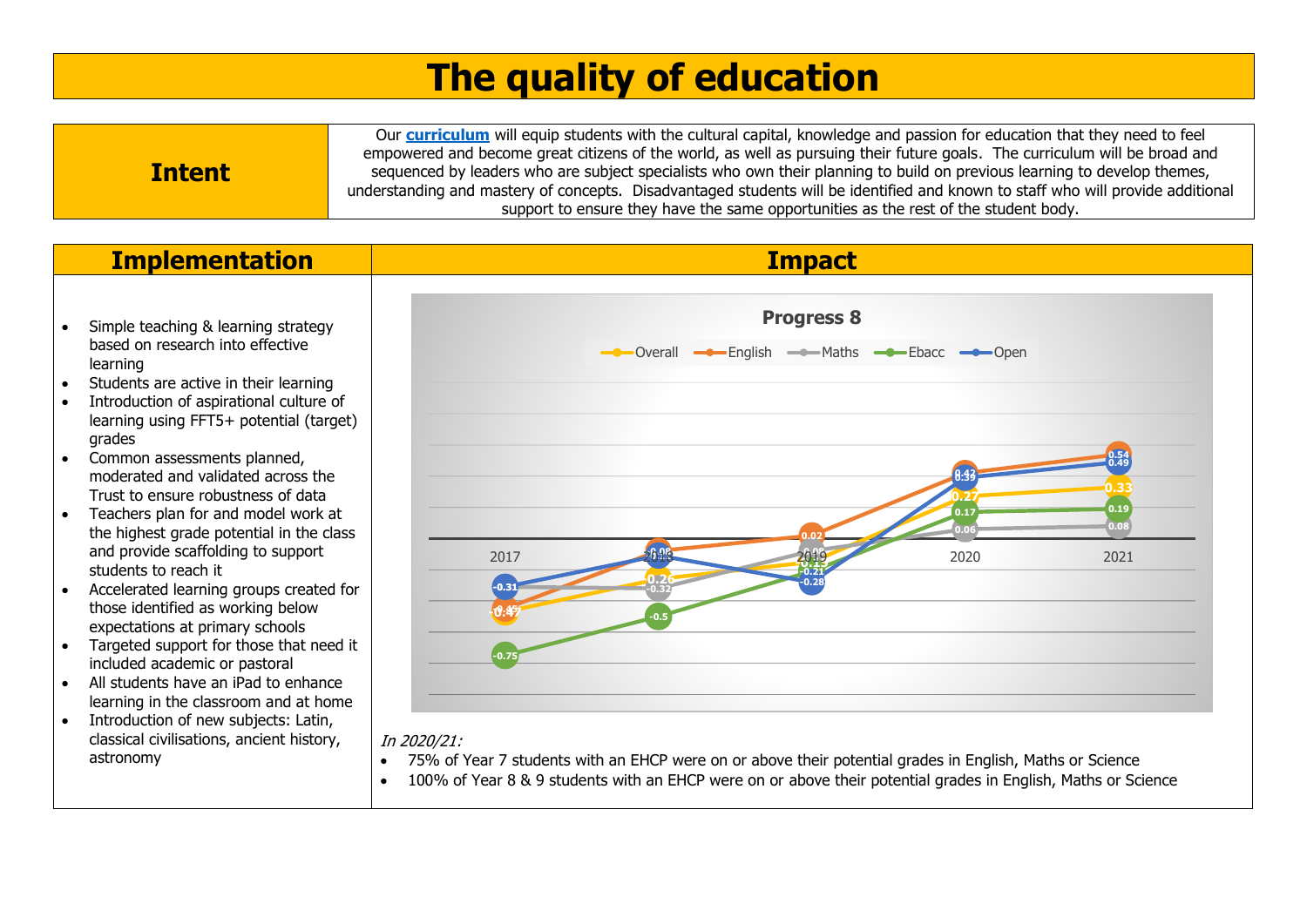# The quality of education

## Intent

Our **curriculum** will equip students with the cultural capital, knowledge and passion for education that they need to feel empowered and become great citizens of the world, as well as pursuing their future goals. The curriculum will be broad and sequenced by leaders who are subject specialists who own their planning to build on previous learning to develop themes, understanding and mastery of concepts. Disadvantaged students will be identified and known to staff who will provide additional support to ensure they have the same opportunities as the rest of the student body.

## Implementation

- Simple teaching & learning strategy based on research into effective learning
- Students are active in their learning
- Introduction of aspirational culture of learning using FFT5+ potential (target) grades
- Common assessments planned, moderated and validated across the Trust to ensure robustness of data
- Teachers plan for and model work at the highest grade potential in the class and provide scaffolding to support students to reach it
- Accelerated learning groups created for those identified as working below expectations at primary schools
- Targeted support for those that need it included academic or pastoral
- All students have an iPad to enhance learning in the classroom and at home
- Introduction of new subjects: Latin, classical civilisations, ancient history, astronomy

## Impact

**Progress 8**

| | 2017 | 2018 | 2019 | 2020 | 2021 |
|---|---|---|---|---|---|
| Overall | -0.47 | -0.26 | -0.15 | 0.27 | 0.33 |
| English | -0.45 | -0.08 | 0.02 | 0.42 | 0.54 |
| Maths | -0.31 | -0.32 | -0.09 | 0.06 | 0.08 |
| Ebacc | -0.75 | -0.5 | -0.21 | 0.17 | 0.19 |
| Open | -0.31 | -0.1 | -0.28 | 0.39 | 0.49 |

*In 2020/21:*

- 75% of Year 7 students with an EHCP were on or above their potential grades in English, Maths or Science
- 100% of Year 8 & 9 students with an EHCP were on or above their potential grades in English, Maths or Science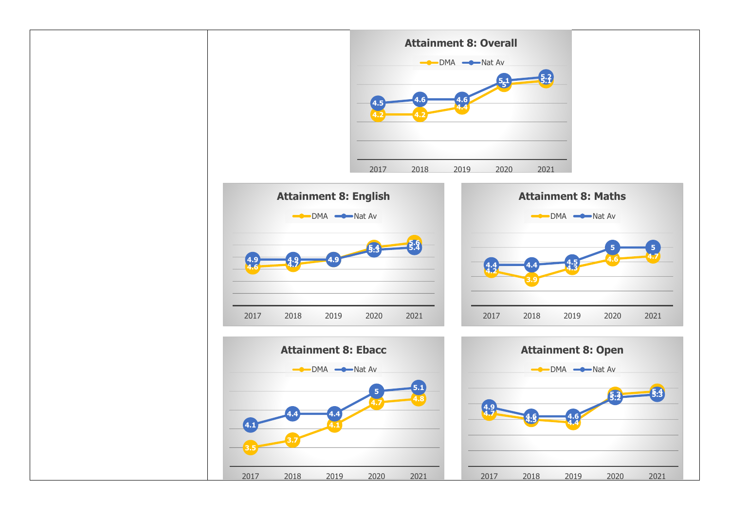### Attainment 8: Overall

| | 2017 | 2018 | 2019 | 2020 | 2021 |
|---|---|---|---|---|---|
| DMA | 4.2 | 4.2 | 4.4 | 5 | 5.1 |
| Nat Av | 4.5 | 4.6 | 4.6 | 5.1 | 5.2 |

### Attainment 8: English

| | 2017 | 2018 | 2019 | 2020 | 2021 |
|---|---|---|---|---|---|
| DMA | 4.6 | 4.7 | 4.9 | 5.4 | 5.6 |
| Nat Av | 4.9 | 4.9 | 4.9 | 5.3 | 5.4 |

### Attainment 8: Maths

| | 2017 | 2018 | 2019 | 2020 | 2021 |
|---|---|---|---|---|---|
| DMA | 4.2 | 3.9 | 4.3 | 4.6 | 4.7 |
| Nat Av | 4.4 | 4.4 | 4.5 | 5 | 5 |

### Attainment 8: Ebacc

| | 2017 | 2018 | 2019 | 2020 | 2021 |
|---|---|---|---|---|---|
| DMA | 3.5 | 3.7 | 4.1 | 4.7 | 4.8 |
| Nat Av | 4.1 | 4.4 | 4.4 | 5 | 5.1 |

### Attainment 8: Open

| | 2017 | 2018 | 2019 | 2020 | 2021 |
|---|---|---|---|---|---|
| DMA | 4.7 | 4.5 | 4.4 | 5.3 | 5.4 |
| Nat Av | 4.9 | 4.6 | 4.6 | 5.2 | 5.3 |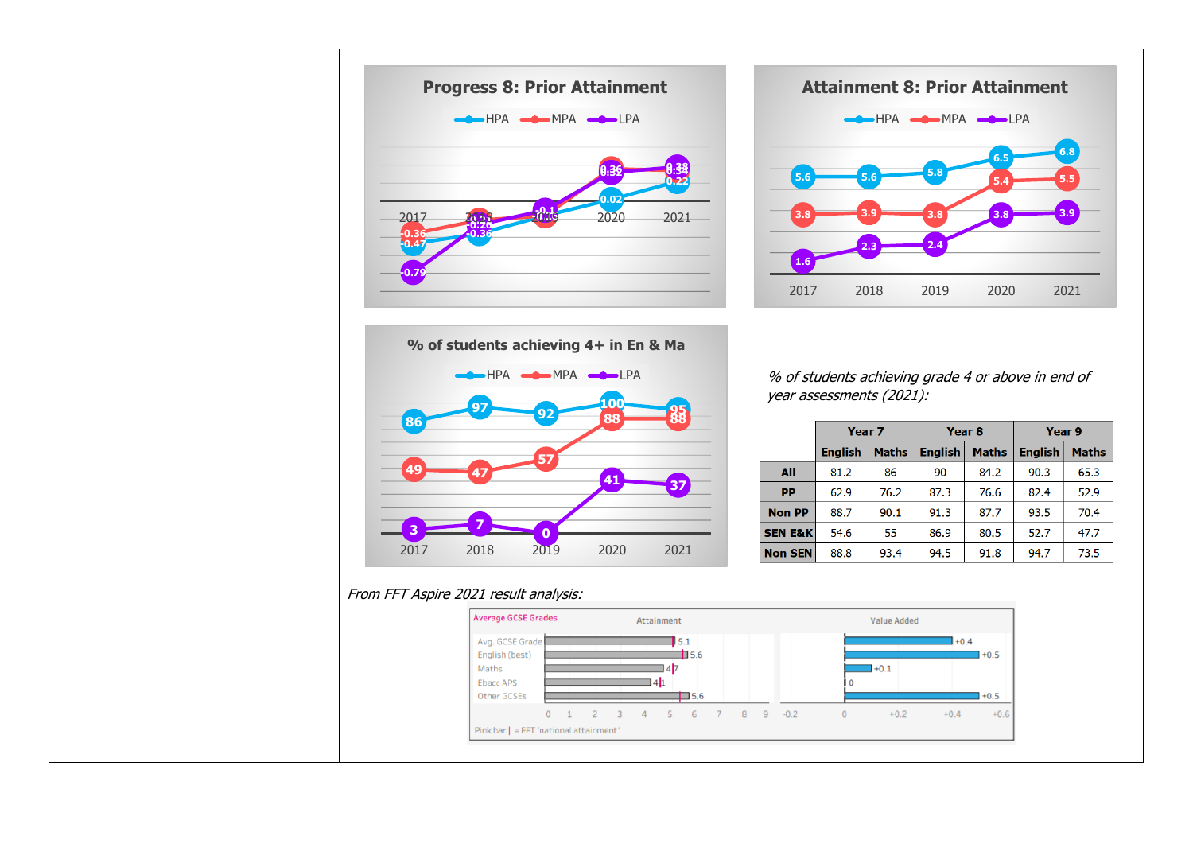**Progress 8: Prior Attainment**

HPA / MPA / LPA

| | 2017 | 2018 | 2019 | 2020 | 2021 |
|---|---|---|---|---|---|
| HPA | -0.47 | -0.36 | | 0.02 | 0.22 |
| MPA | -0.36 | -0.28 | | 0.36 | 0.34 |
| LPA | -0.79 | | -0.1 | 0.32 | 0.38 |

**Attainment 8: Prior Attainment**

| | 2017 | 2018 | 2019 | 2020 | 2021 |
|---|---|---|---|---|---|
| HPA | 5.6 | 5.6 | 5.8 | 6.5 | 6.8 |
| MPA | 3.8 | 3.9 | 3.8 | 5.4 | 5.5 |
| LPA | 1.6 | 2.3 | 2.4 | 3.8 | 3.9 |

**% of students achieving 4+ in En & Ma**

| | 2017 | 2018 | 2019 | 2020 | 2021 |
|---|---|---|---|---|---|
| HPA | 86 | 97 | 92 | 100 | 95 |
| MPA | 49 | 47 | 57 | 88 | 88 |
| LPA | 3 | 7 | 0 | 41 | 37 |

*% of students achieving grade 4 or above in end of year assessments (2021):*

| | Year 7 | | Year 8 | | Year 9 | |
|---|---|---|---|---|---|---|
| | English | Maths | English | Maths | English | Maths |
| **All** | 81.2 | 86 | 90 | 84.2 | 90.3 | 65.3 |
| **PP** | 62.9 | 76.2 | 87.3 | 76.6 | 82.4 | 52.9 |
| **Non PP** | 88.7 | 90.1 | 91.3 | 87.7 | 93.5 | 70.4 |
| **SEN E&K** | 54.6 | 55 | 86.9 | 80.5 | 52.7 | 47.7 |
| **Non SEN** | 88.8 | 93.4 | 94.5 | 91.8 | 94.7 | 73.5 |

*From FFT Aspire 2021 result analysis:*

Average GCSE Grades

| | Attainment | Value Added |
|---|---|---|
| Avg. GCSE Grade | 5.1 | +0.4 |
| English (best) | 5.6 | +0.5 |
| Maths | 4.7 | +0.1 |
| Ebacc APS | 4.1 | 0 |
| Other GCSEs | 5.6 | +0.5 |

Pink bar | = FFT 'national attainment'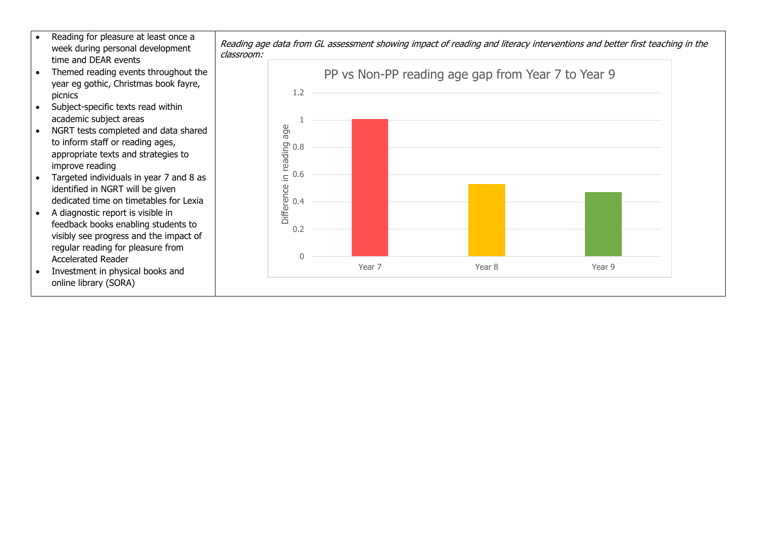| | |
|---|---|
| • Reading for pleasure at least once a week during personal development time and DEAR events<br>• Themed reading events throughout the year eg gothic, Christmas book fayre, picnics<br>• Subject-specific texts read within academic subject areas<br>• NGRT tests completed and data shared to inform staff or reading ages, appropriate texts and strategies to improve reading<br>• Targeted individuals in year 7 and 8 as identified in NGRT will be given dedicated time on timetables for Lexia<br>• A diagnostic report is visible in feedback books enabling students to visibly see progress and the impact of regular reading for pleasure from Accelerated Reader<br>• Investment in physical books and online library (SORA) | *Reading age data from GL assessment showing impact of reading and literacy interventions and better first teaching in the classroom:*<br><br>**PP vs Non-PP reading age gap from Year 7 to Year 9**<br><br>Difference in reading age: Year 7 ≈ 1.0; Year 8 ≈ 0.53; Year 9 ≈ 0.47 |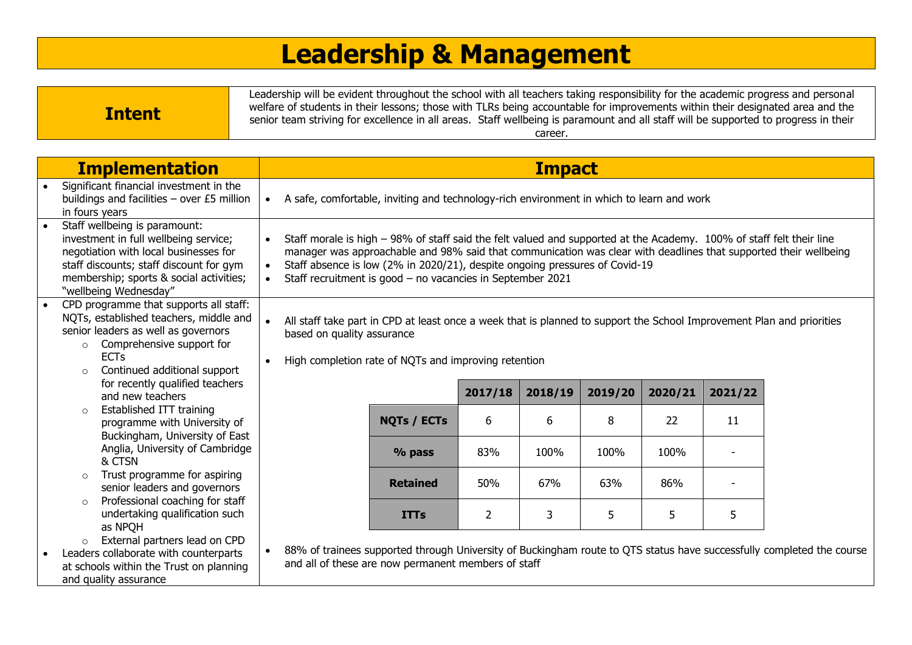# Leadership & Management

## Intent

Leadership will be evident throughout the school with all teachers taking responsibility for the academic progress and personal welfare of students in their lessons; those with TLRs being accountable for improvements within their designated area and the senior team striving for excellence in all areas. Staff wellbeing is paramount and all staff will be supported to progress in their career.

| Implementation | Impact |
|---|---|
| • Significant financial investment in the buildings and facilities – over £5 million in fours years | • A safe, comfortable, inviting and technology-rich environment in which to learn and work |
| • Staff wellbeing is paramount: investment in full wellbeing service; negotiation with local businesses for staff discounts; staff discount for gym membership; sports & social activities; "wellbeing Wednesday" | • Staff morale is high – 98% of staff said the felt valued and supported at the Academy. 100% of staff felt their line manager was approachable and 98% said that communication was clear with deadlines that supported their wellbeing<br>• Staff absence is low (2% in 2020/21), despite ongoing pressures of Covid-19<br>• Staff recruitment is good – no vacancies in September 2021 |
| • CPD programme that supports all staff: NQTs, established teachers, middle and senior leaders as well as governors<br>  ○ Comprehensive support for ECTs<br>  ○ Continued additional support for recently qualified teachers and new teachers<br>  ○ Established ITT training programme with University of Buckingham, University of East Anglia, University of Cambridge & CTSN<br>  ○ Trust programme for aspiring senior leaders and governors<br>  ○ Professional coaching for staff undertaking qualification such as NPQH<br>  ○ External partners lead on CPD<br>• Leaders collaborate with counterparts at schools within the Trust on planning and quality assurance | • All staff take part in CPD at least once a week that is planned to support the School Improvement Plan and priorities based on quality assurance<br>• High completion rate of NQTs and improving retention<br>(see table below)<br>• 88% of trainees supported through University of Buckingham route to QTS status have successfully completed the course and all of these are now permanent members of staff |

| | 2017/18 | 2018/19 | 2019/20 | 2020/21 | 2021/22 |
|---|---|---|---|---|---|
| **NQTs / ECTs** | 6 | 6 | 8 | 22 | 11 |
| **% pass** | 83% | 100% | 100% | 100% | - |
| **Retained** | 50% | 67% | 63% | 86% | - |
| **ITTs** | 2 | 3 | 5 | 5 | 5 |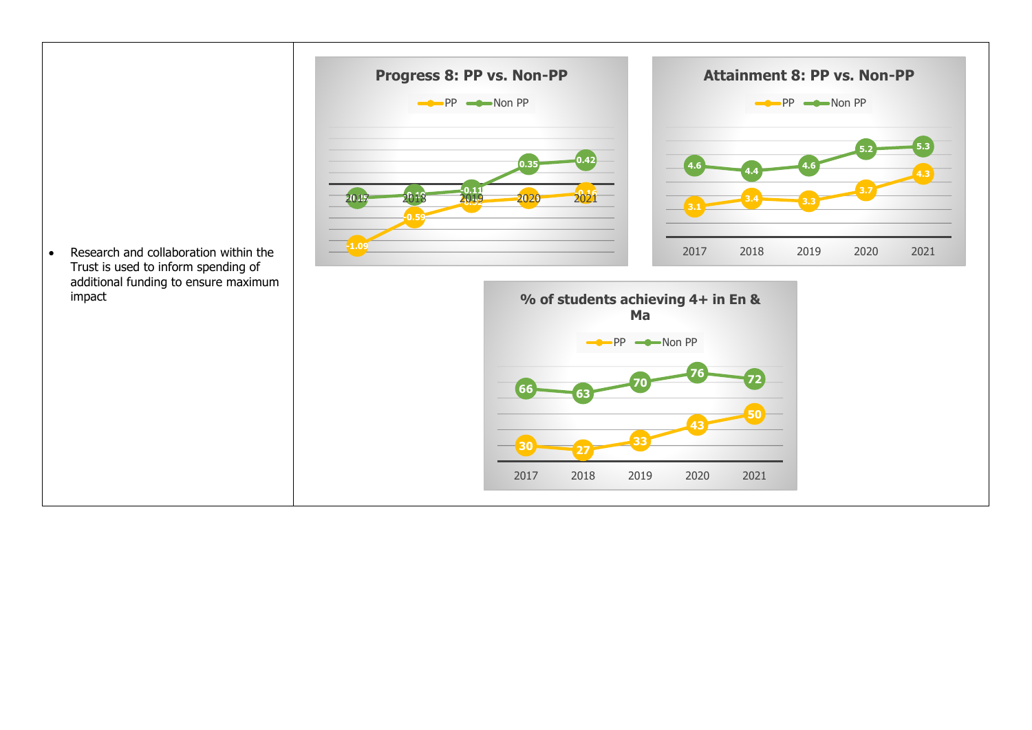- Research and collaboration within the Trust is used to inform spending of additional funding to ensure maximum impact

**Progress 8: PP vs. Non-PP**

| | 2017 | 2018 | 2019 | 2020 | 2021 |
|---|---|---|---|---|---|
| PP | -1.09 | -0.59 | -0.32 | | -0.16 |
| Non PP | | -0.16 | -0.11 | 0.35 | 0.42 |

**Attainment 8: PP vs. Non-PP**

| | 2017 | 2018 | 2019 | 2020 | 2021 |
|---|---|---|---|---|---|
| PP | 3.1 | 3.4 | 3.3 | 3.7 | 4.3 |
| Non PP | 4.6 | 4.4 | 4.6 | 5.2 | 5.3 |

**% of students achieving 4+ in En & Ma**

| | 2017 | 2018 | 2019 | 2020 | 2021 |
|---|---|---|---|---|---|
| PP | 30 | 27 | 33 | 43 | 50 |
| Non PP | 66 | 63 | 70 | 76 | 72 |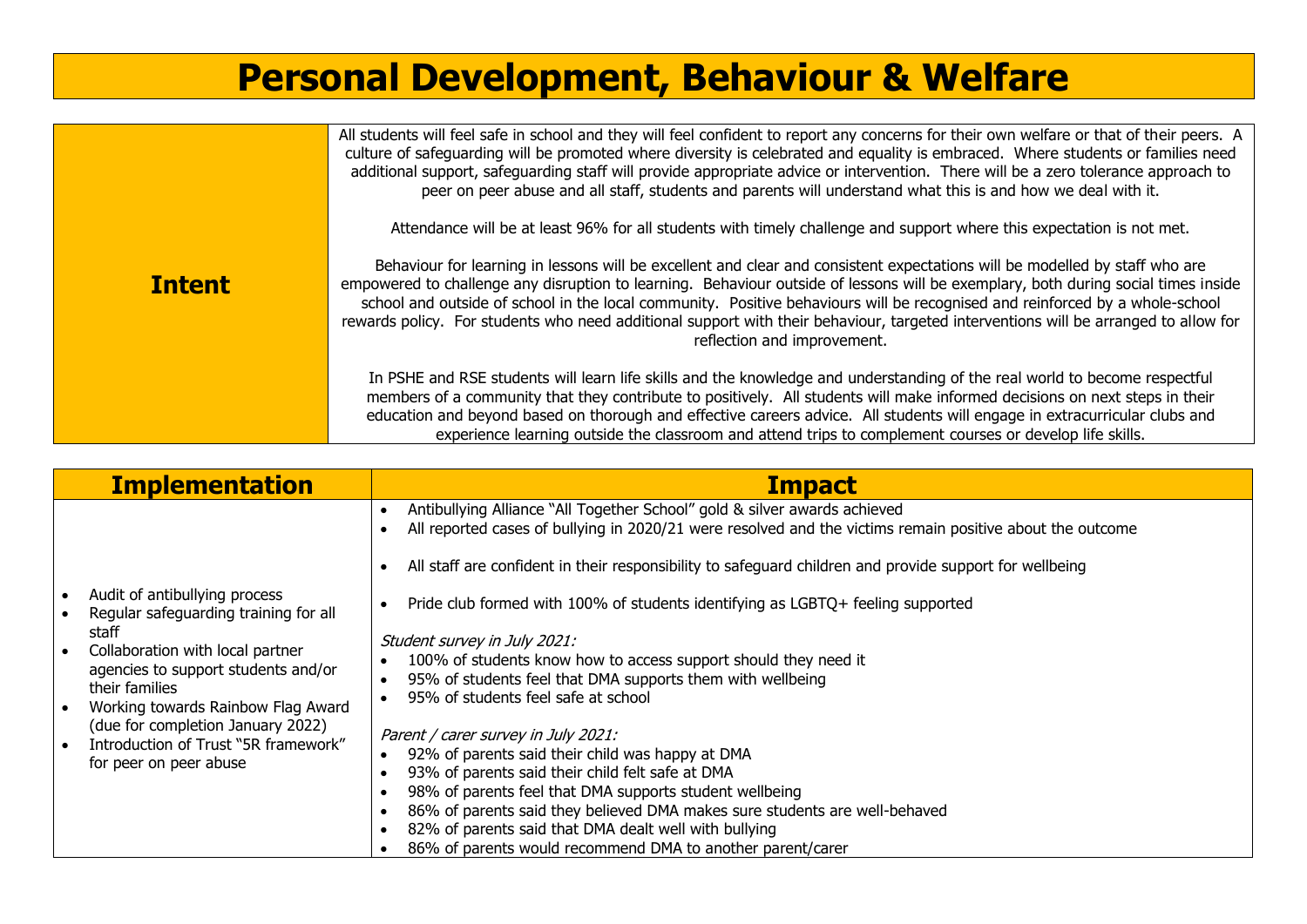# Personal Development, Behaviour & Welfare

| **Intent** | |
|---|---|
| | All students will feel safe in school and they will feel confident to report any concerns for their own welfare or that of their peers. A culture of safeguarding will be promoted where diversity is celebrated and equality is embraced. Where students or families need additional support, safeguarding staff will provide appropriate advice or intervention. There will be a zero tolerance approach to peer on peer abuse and all staff, students and parents will understand what this is and how we deal with it.<br><br>Attendance will be at least 96% for all students with timely challenge and support where this expectation is not met.<br><br>Behaviour for learning in lessons will be excellent and clear and consistent expectations will be modelled by staff who are empowered to challenge any disruption to learning. Behaviour outside of lessons will be exemplary, both during social times inside school and outside of school in the local community. Positive behaviours will be recognised and reinforced by a whole-school rewards policy. For students who need additional support with their behaviour, targeted interventions will be arranged to allow for reflection and improvement.<br><br>In PSHE and RSE students will learn life skills and the knowledge and understanding of the real world to become respectful members of a community that they contribute to positively. All students will make informed decisions on next steps in their education and beyond based on thorough and effective careers advice. All students will engage in extracurricular clubs and experience learning outside the classroom and attend trips to complement courses or develop life skills. |

| **Implementation** | **Impact** |
|---|---|
| • Audit of antibullying process<br>• Regular safeguarding training for all staff<br>• Collaboration with local partner agencies to support students and/or their families<br>• Working towards Rainbow Flag Award (due for completion January 2022)<br>• Introduction of Trust "5R framework" for peer on peer abuse | • Antibullying Alliance "All Together School" gold & silver awards achieved<br>• All reported cases of bullying in 2020/21 were resolved and the victims remain positive about the outcome<br><br>• All staff are confident in their responsibility to safeguard children and provide support for wellbeing<br><br>• Pride club formed with 100% of students identifying as LGBTQ+ feeling supported<br><br>*Student survey in July 2021:*<br>• 100% of students know how to access support should they need it<br>• 95% of students feel that DMA supports them with wellbeing<br>• 95% of students feel safe at school<br><br>*Parent / carer survey in July 2021:*<br>• 92% of parents said their child was happy at DMA<br>• 93% of parents said their child felt safe at DMA<br>• 98% of parents feel that DMA supports student wellbeing<br>• 86% of parents said they believed DMA makes sure students are well-behaved<br>• 82% of parents said that DMA dealt well with bullying<br>• 86% of parents would recommend DMA to another parent/carer |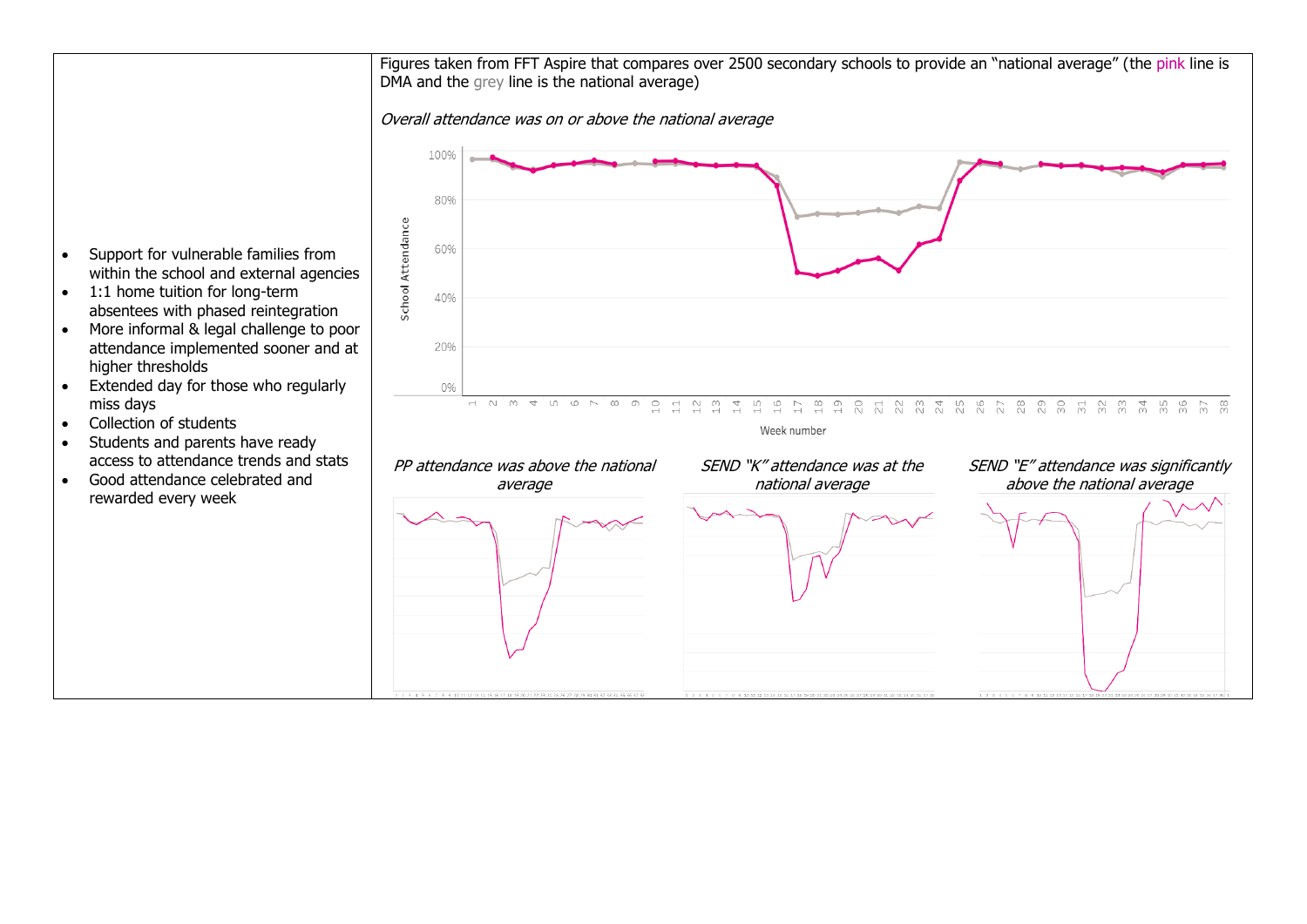- Support for vulnerable families from within the school and external agencies
- 1:1 home tuition for long-term absentees with phased reintegration
- More informal & legal challenge to poor attendance implemented sooner and at higher thresholds
- Extended day for those who regularly miss days
- Collection of students
- Students and parents have ready access to attendance trends and stats
- Good attendance celebrated and rewarded every week

Figures taken from FFT Aspire that compares over 2500 secondary schools to provide an "national average" (the pink line is DMA and the grey line is the national average)

*Overall attendance was on or above the national average*

*PP attendance was above the national average*

*SEND "K" attendance was at the national average*

*SEND "E" attendance was significantly above the national average*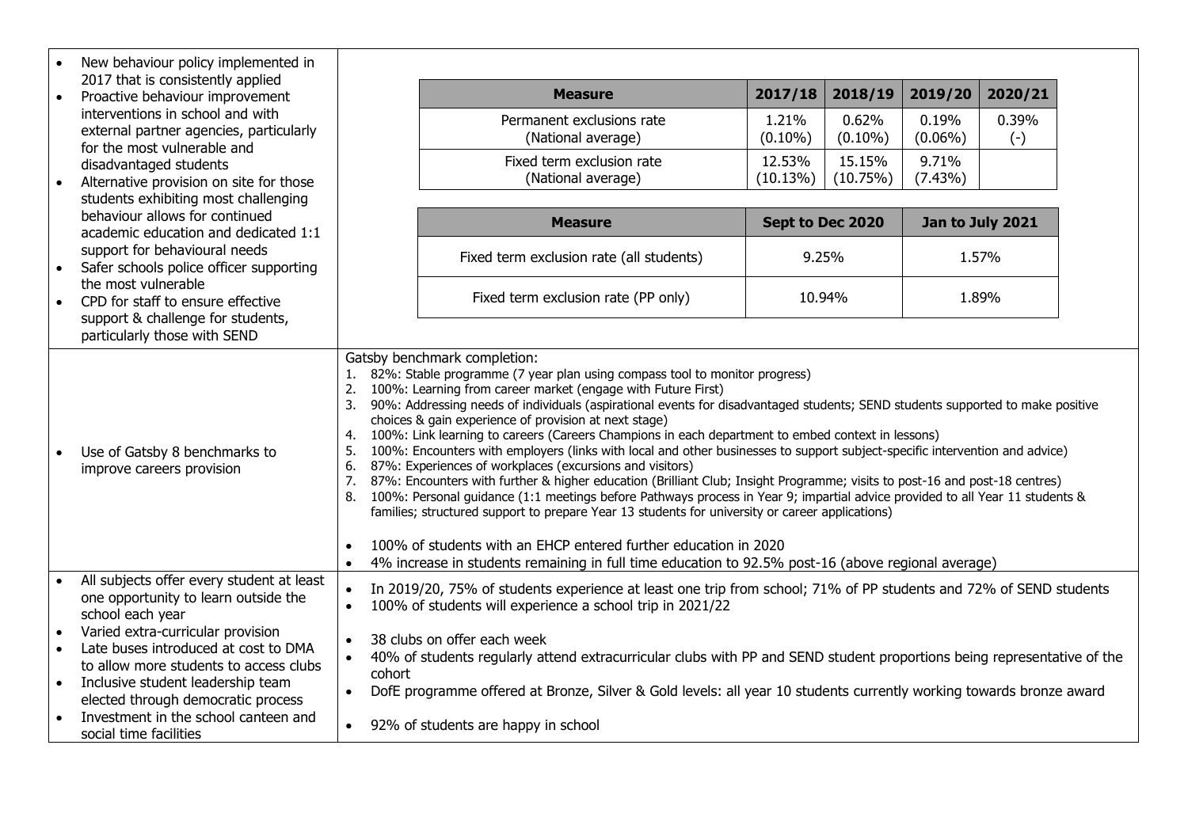| | |
|---|---|
| • New behaviour policy implemented in 2017 that is consistently applied<br>• Proactive behaviour improvement interventions in school and with external partner agencies, particularly for the most vulnerable and disadvantaged students<br>• Alternative provision on site for those students exhibiting most challenging behaviour allows for continued academic education and dedicated 1:1 support for behavioural needs<br>• Safer schools police officer supporting the most vulnerable<br>• CPD for staff to ensure effective support & challenge for students, particularly those with SEND | (see tables below) |
| • Use of Gatsby 8 benchmarks to improve careers provision | Gatsby benchmark completion:<br>1. 82%: Stable programme (7 year plan using compass tool to monitor progress)<br>2. 100%: Learning from career market (engage with Future First)<br>3. 90%: Addressing needs of individuals (aspirational events for disadvantaged students; SEND students supported to make positive choices & gain experience of provision at next stage)<br>4. 100%: Link learning to careers (Careers Champions in each department to embed context in lessons)<br>5. 100%: Encounters with employers (links with local and other businesses to support subject-specific intervention and advice)<br>6. 87%: Experiences of workplaces (excursions and visitors)<br>7. 87%: Encounters with further & higher education (Brilliant Club; Insight Programme; visits to post-16 and post-18 centres)<br>8. 100%: Personal guidance (1:1 meetings before Pathways process in Year 9; impartial advice provided to all Year 11 students & families; structured support to prepare Year 13 students for university or career applications)<br><br>• 100% of students with an EHCP entered further education in 2020<br>• 4% increase in students remaining in full time education to 92.5% post-16 (above regional average) |
| • All subjects offer every student at least one opportunity to learn outside the school each year<br>• Varied extra-curricular provision<br>• Late buses introduced at cost to DMA to allow more students to access clubs<br>• Inclusive student leadership team elected through democratic process<br>• Investment in the school canteen and social time facilities | • In 2019/20, 75% of students experience at least one trip from school; 71% of PP students and 72% of SEND students<br>• 100% of students will experience a school trip in 2021/22<br><br>• 38 clubs on offer each week<br>• 40% of students regularly attend extracurricular clubs with PP and SEND student proportions being representative of the cohort<br>• DofE programme offered at Bronze, Silver & Gold levels: all year 10 students currently working towards bronze award<br><br>• 92% of students are happy in school |

| Measure | 2017/18 | 2018/19 | 2019/20 | 2020/21 |
|---|---|---|---|---|
| Permanent exclusions rate (National average) | 1.21% (0.10%) | 0.62% (0.10%) | 0.19% (0.06%) | 0.39% (-) |
| Fixed term exclusion rate (National average) | 12.53% (10.13%) | 15.15% (10.75%) | 9.71% (7.43%) | |

| Measure | Sept to Dec 2020 | Jan to July 2021 |
|---|---|---|
| Fixed term exclusion rate (all students) | 9.25% | 1.57% |
| Fixed term exclusion rate (PP only) | 10.94% | 1.89% |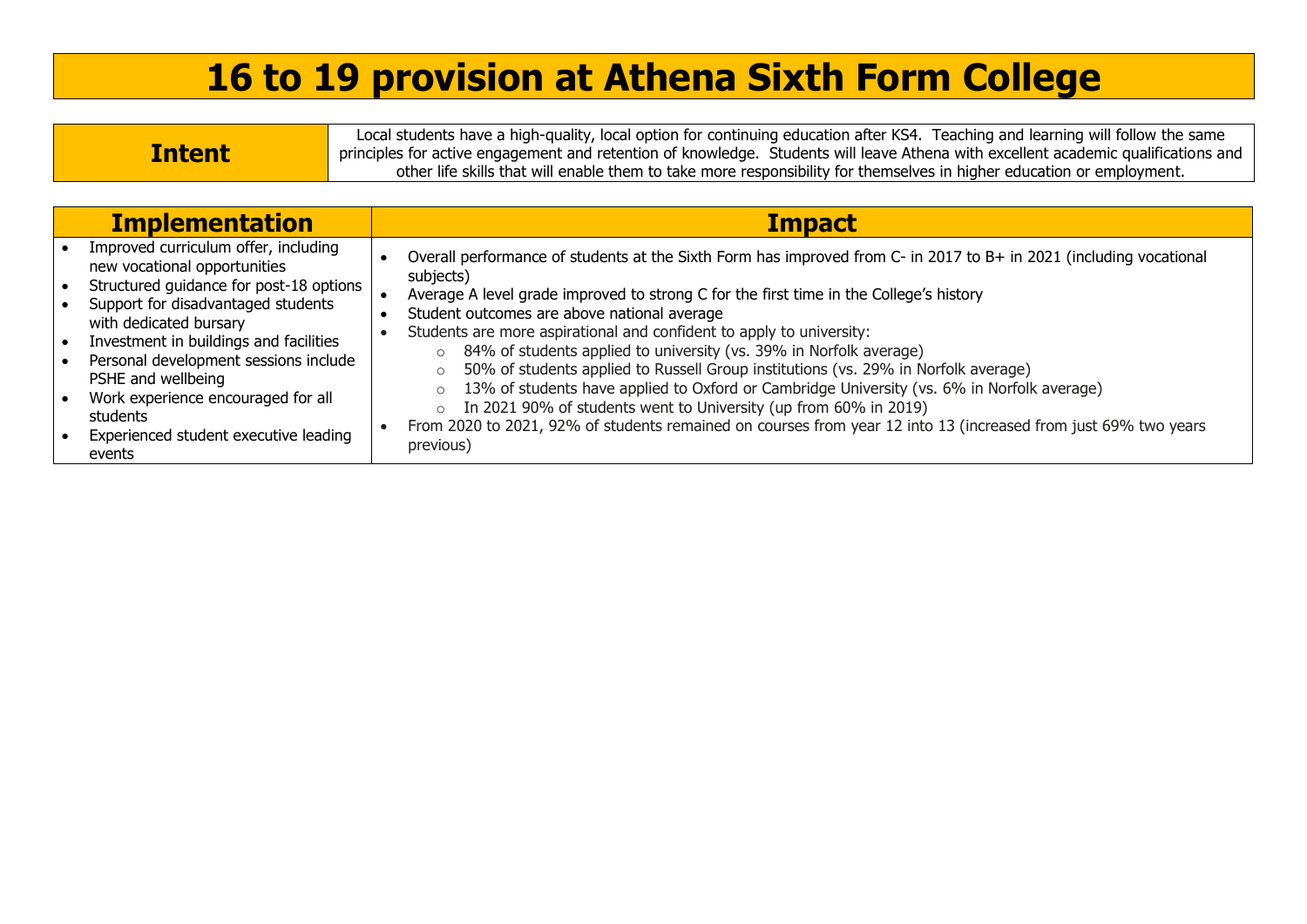# 16 to 19 provision at Athena Sixth Form College

## Intent

Local students have a high-quality, local option for continuing education after KS4. Teaching and learning will follow the same principles for active engagement and retention of knowledge. Students will leave Athena with excellent academic qualifications and other life skills that will enable them to take more responsibility for themselves in higher education or employment.

| Implementation | Impact |
| --- | --- |
| • Improved curriculum offer, including new vocational opportunities<br>• Structured guidance for post-18 options<br>• Support for disadvantaged students with dedicated bursary<br>• Investment in buildings and facilities<br>• Personal development sessions include PSHE and wellbeing<br>• Work experience encouraged for all students<br>• Experienced student executive leading events | • Overall performance of students at the Sixth Form has improved from C- in 2017 to B+ in 2021 (including vocational subjects)<br>• Average A level grade improved to strong C for the first time in the College's history<br>• Student outcomes are above national average<br>• Students are more aspirational and confident to apply to university:<br>  ○ 84% of students applied to university (vs. 39% in Norfolk average)<br>  ○ 50% of students applied to Russell Group institutions (vs. 29% in Norfolk average)<br>  ○ 13% of students have applied to Oxford or Cambridge University (vs. 6% in Norfolk average)<br>  ○ In 2021 90% of students went to University (up from 60% in 2019)<br>• From 2020 to 2021, 92% of students remained on courses from year 12 into 13 (increased from just 69% two years previous) |